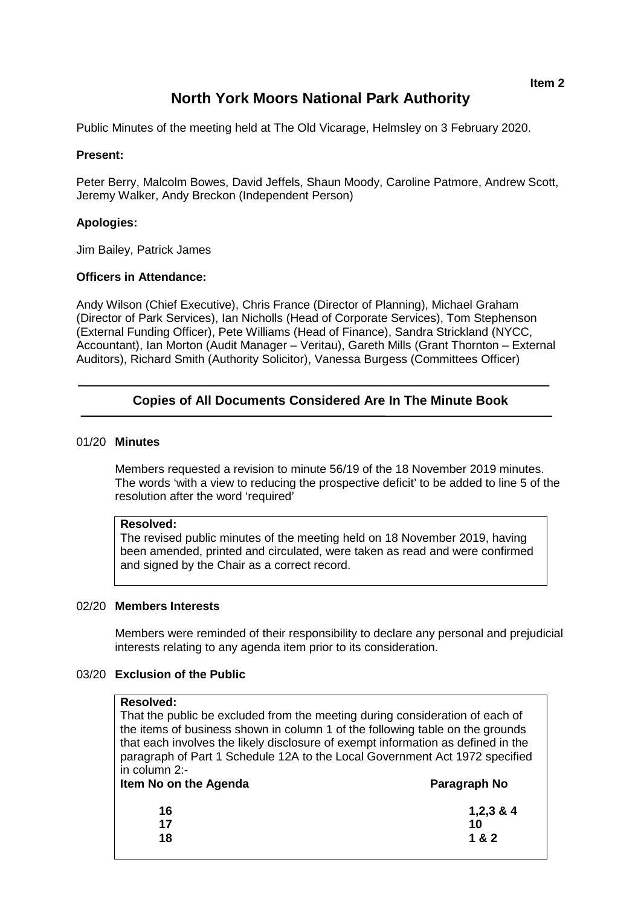Item 2

# North York Moors National Park Authority

Public Minutes of the meeting held at The Old Vicarage, Helmsley on 3 February 2020.

**Present:**

Peter Berry, Malcolm Bowes, David Jeffels, Shaun Moody, Caroline Patmore, Andrew Scott, Jeremy Walker, Andy Breckon (Independent Person)

**Apologies:**

Jim Bailey, Patrick James

**Officers in Attendance:**

Andy Wilson (Chief Executive), Chris France (Director of Planning), Michael Graham (Director of Park Services), Ian Nicholls (Head of Corporate Services), Tom Stephenson (External Funding Officer), Pete Williams (Head of Finance), Sandra Strickland (NYCC, Accountant), Ian Morton (Audit Manager – Veritau), Gareth Mills (Grant Thornton – External Auditors), Richard Smith (Authority Solicitor), Vanessa Burgess (Committees Officer)

---

## Copies of All Documents Considered Are In The Minute Book

---

### 01/20 Minutes

Members requested a revision to minute 56/19 of the 18 November 2019 minutes. The words 'with a view to reducing the prospective deficit' to be added to line 5 of the resolution after the word 'required'

**Resolved:**
The revised public minutes of the meeting held on 18 November 2019, having been amended, printed and circulated, were taken as read and were confirmed and signed by the Chair as a correct record.

### 02/20 Members Interests

Members were reminded of their responsibility to declare any personal and prejudicial interests relating to any agenda item prior to its consideration.

### 03/20 Exclusion of the Public

**Resolved:**
That the public be excluded from the meeting during consideration of each of the items of business shown in column 1 of the following table on the grounds that each involves the likely disclosure of exempt information as defined in the paragraph of Part 1 Schedule 12A to the Local Government Act 1972 specified in column 2:-

| Item No on the Agenda | Paragraph No |
|---|---|
| 16 | 1,2,3 & 4 |
| 17 | 10 |
| 18 | 1 & 2 |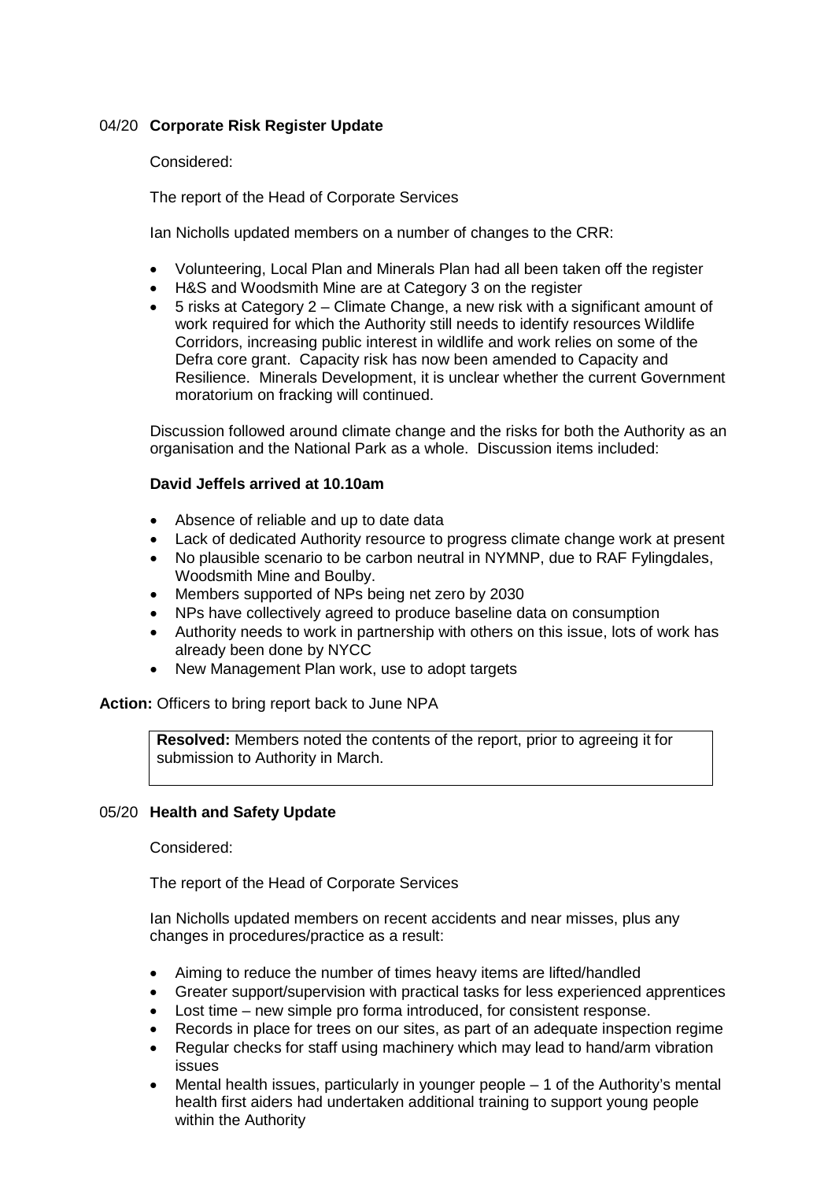## 04/20 **Corporate Risk Register Update**

Considered:

The report of the Head of Corporate Services

Ian Nicholls updated members on a number of changes to the CRR:

- Volunteering, Local Plan and Minerals Plan had all been taken off the register
- H&S and Woodsmith Mine are at Category 3 on the register
- 5 risks at Category 2 – Climate Change, a new risk with a significant amount of work required for which the Authority still needs to identify resources Wildlife Corridors, increasing public interest in wildlife and work relies on some of the Defra core grant. Capacity risk has now been amended to Capacity and Resilience. Minerals Development, it is unclear whether the current Government moratorium on fracking will continued.

Discussion followed around climate change and the risks for both the Authority as an organisation and the National Park as a whole. Discussion items included:

**David Jeffels arrived at 10.10am**

- Absence of reliable and up to date data
- Lack of dedicated Authority resource to progress climate change work at present
- No plausible scenario to be carbon neutral in NYMNP, due to RAF Fylingdales, Woodsmith Mine and Boulby.
- Members supported of NPs being net zero by 2030
- NPs have collectively agreed to produce baseline data on consumption
- Authority needs to work in partnership with others on this issue, lots of work has already been done by NYCC
- New Management Plan work, use to adopt targets

**Action:** Officers to bring report back to June NPA

**Resolved:** Members noted the contents of the report, prior to agreeing it for submission to Authority in March.

## 05/20 **Health and Safety Update**

Considered:

The report of the Head of Corporate Services

Ian Nicholls updated members on recent accidents and near misses, plus any changes in procedures/practice as a result:

- Aiming to reduce the number of times heavy items are lifted/handled
- Greater support/supervision with practical tasks for less experienced apprentices
- Lost time – new simple pro forma introduced, for consistent response.
- Records in place for trees on our sites, as part of an adequate inspection regime
- Regular checks for staff using machinery which may lead to hand/arm vibration issues
- Mental health issues, particularly in younger people – 1 of the Authority's mental health first aiders had undertaken additional training to support young people within the Authority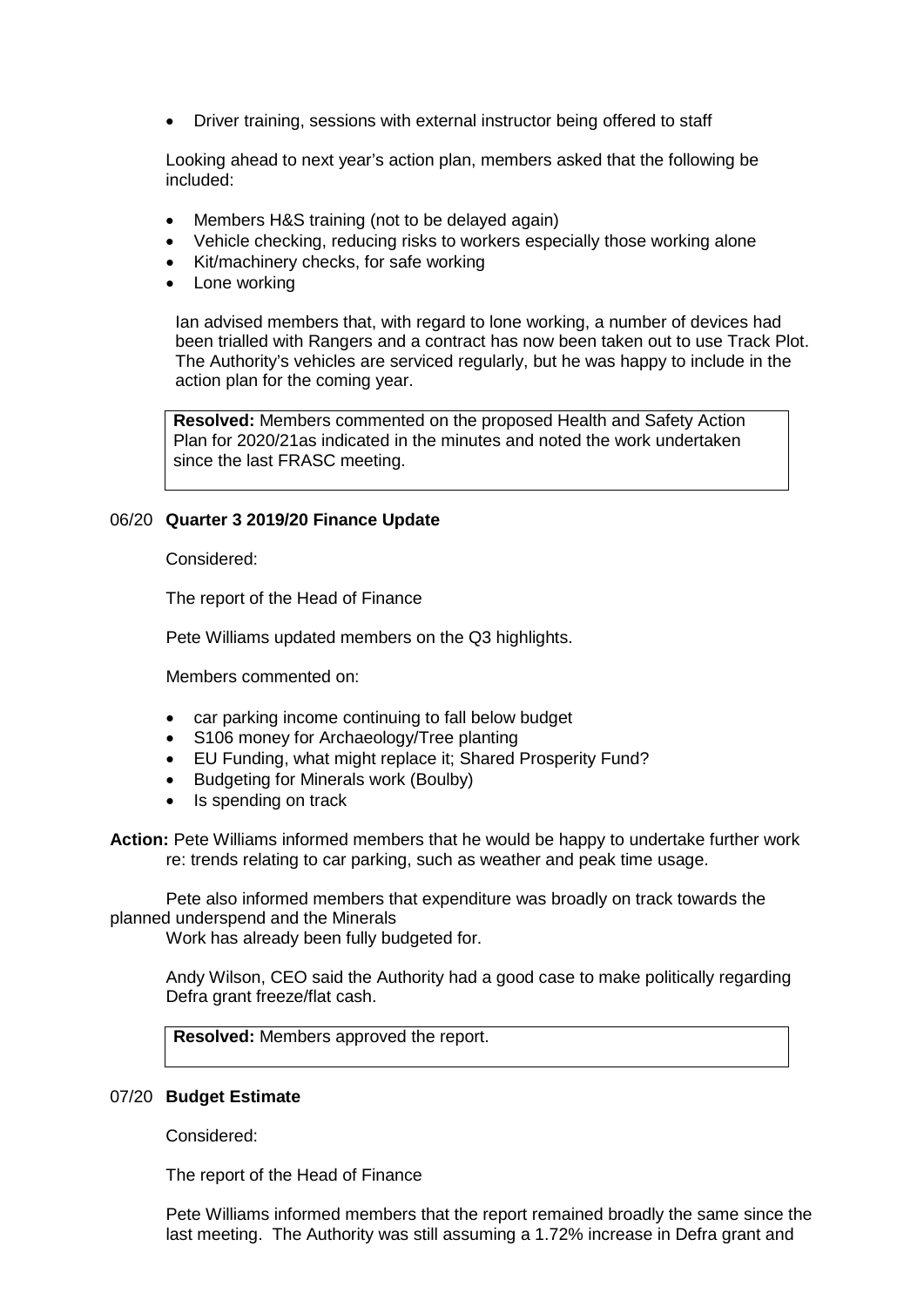- Driver training, sessions with external instructor being offered to staff

Looking ahead to next year's action plan, members asked that the following be included:

- Members H&S training (not to be delayed again)
- Vehicle checking, reducing risks to workers especially those working alone
- Kit/machinery checks, for safe working
- Lone working

Ian advised members that, with regard to lone working, a number of devices had been trialled with Rangers and a contract has now been taken out to use Track Plot. The Authority's vehicles are serviced regularly, but he was happy to include in the action plan for the coming year.

**Resolved:** Members commented on the proposed Health and Safety Action Plan for 2020/21as indicated in the minutes and noted the work undertaken since the last FRASC meeting.

## 06/20 Quarter 3 2019/20 Finance Update

Considered:

The report of the Head of Finance

Pete Williams updated members on the Q3 highlights.

Members commented on:

- car parking income continuing to fall below budget
- S106 money for Archaeology/Tree planting
- EU Funding, what might replace it; Shared Prosperity Fund?
- Budgeting for Minerals work (Boulby)
- Is spending on track

**Action:** Pete Williams informed members that he would be happy to undertake further work re: trends relating to car parking, such as weather and peak time usage.

Pete also informed members that expenditure was broadly on track towards the planned underspend and the Minerals
Work has already been fully budgeted for.

Andy Wilson, CEO said the Authority had a good case to make politically regarding Defra grant freeze/flat cash.

**Resolved:** Members approved the report.

## 07/20 Budget Estimate

Considered:

The report of the Head of Finance

Pete Williams informed members that the report remained broadly the same since the last meeting. The Authority was still assuming a 1.72% increase in Defra grant and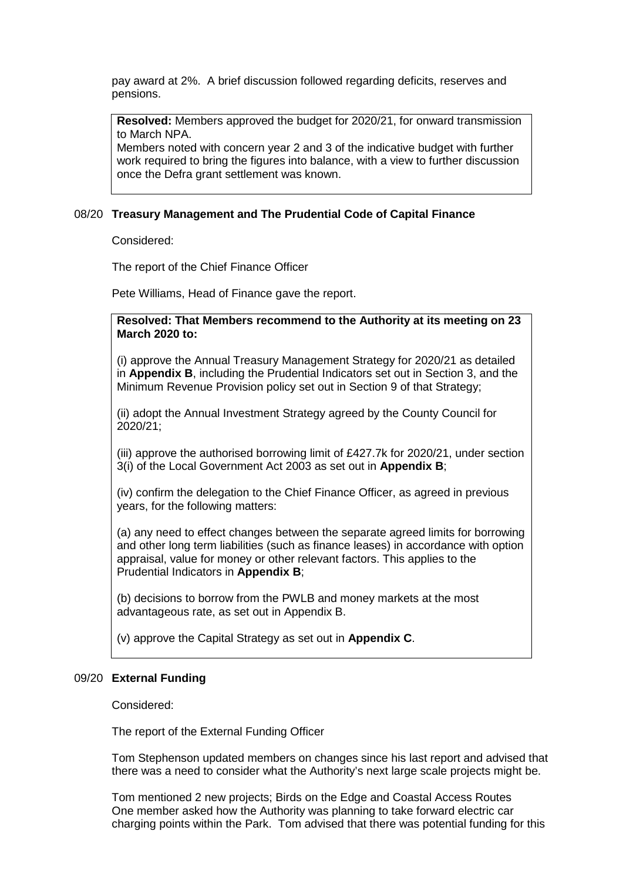pay award at 2%. A brief discussion followed regarding deficits, reserves and pensions.

> **Resolved:** Members approved the budget for 2020/21, for onward transmission to March NPA.
>
> Members noted with concern year 2 and 3 of the indicative budget with further work required to bring the figures into balance, with a view to further discussion once the Defra grant settlement was known.

### 08/20 Treasury Management and The Prudential Code of Capital Finance

Considered:

The report of the Chief Finance Officer

Pete Williams, Head of Finance gave the report.

> **Resolved: That Members recommend to the Authority at its meeting on 23 March 2020 to:**
>
> (i) approve the Annual Treasury Management Strategy for 2020/21 as detailed in **Appendix B**, including the Prudential Indicators set out in Section 3, and the Minimum Revenue Provision policy set out in Section 9 of that Strategy;
>
> (ii) adopt the Annual Investment Strategy agreed by the County Council for 2020/21;
>
> (iii) approve the authorised borrowing limit of £427.7k for 2020/21, under section 3(i) of the Local Government Act 2003 as set out in **Appendix B**;
>
> (iv) confirm the delegation to the Chief Finance Officer, as agreed in previous years, for the following matters:
>
> (a) any need to effect changes between the separate agreed limits for borrowing and other long term liabilities (such as finance leases) in accordance with option appraisal, value for money or other relevant factors. This applies to the Prudential Indicators in **Appendix B**;
>
> (b) decisions to borrow from the PWLB and money markets at the most advantageous rate, as set out in Appendix B.
>
> (v) approve the Capital Strategy as set out in **Appendix C**.

### 09/20 External Funding

Considered:

The report of the External Funding Officer

Tom Stephenson updated members on changes since his last report and advised that there was a need to consider what the Authority's next large scale projects might be.

Tom mentioned 2 new projects; Birds on the Edge and Coastal Access Routes
One member asked how the Authority was planning to take forward electric car charging points within the Park. Tom advised that there was potential funding for this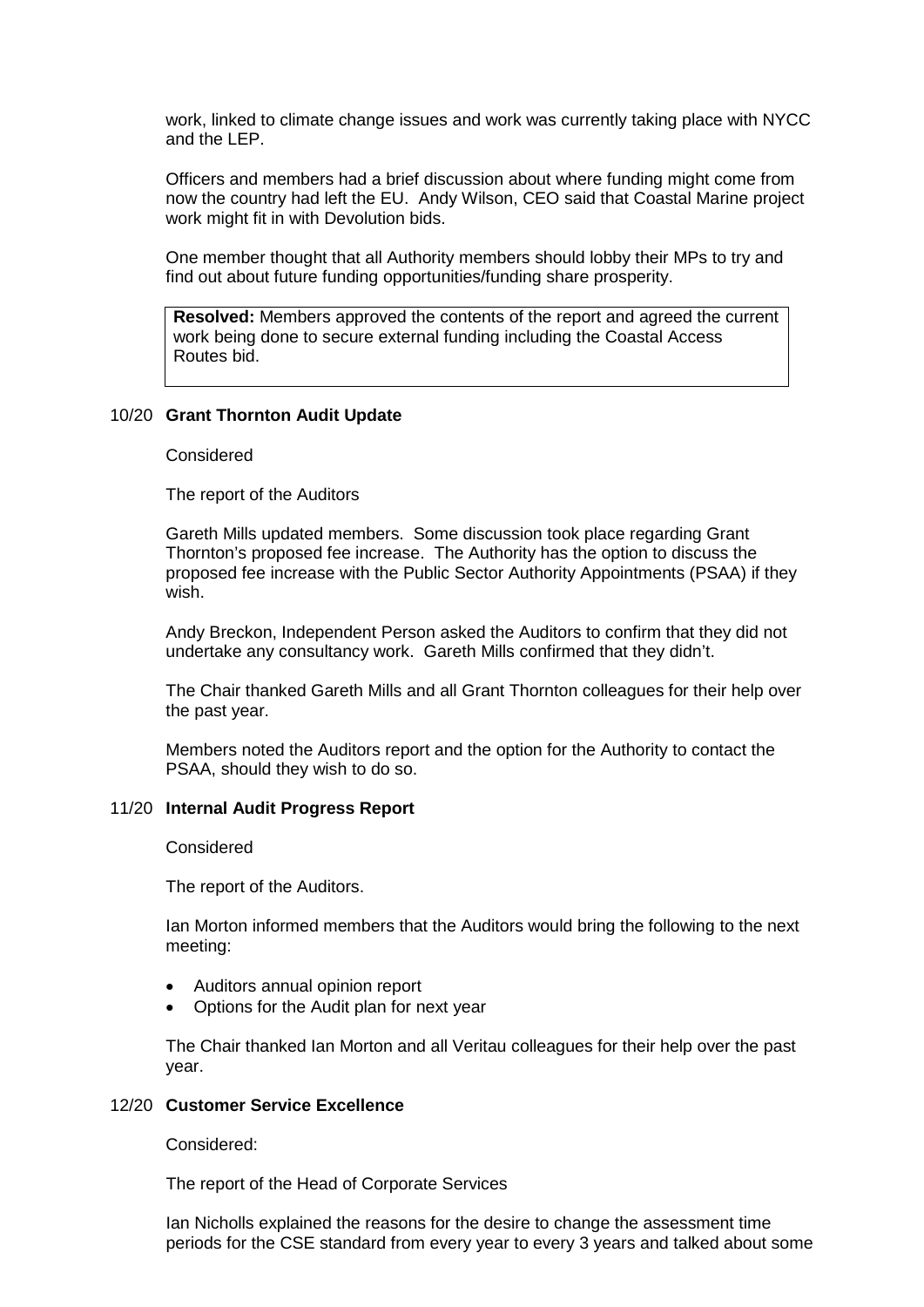work, linked to climate change issues and work was currently taking place with NYCC and the LEP.

Officers and members had a brief discussion about where funding might come from now the country had left the EU. Andy Wilson, CEO said that Coastal Marine project work might fit in with Devolution bids.

One member thought that all Authority members should lobby their MPs to try and find out about future funding opportunities/funding share prosperity.

**Resolved:** Members approved the contents of the report and agreed the current work being done to secure external funding including the Coastal Access Routes bid.

## 10/20 Grant Thornton Audit Update

Considered

The report of the Auditors

Gareth Mills updated members. Some discussion took place regarding Grant Thornton's proposed fee increase. The Authority has the option to discuss the proposed fee increase with the Public Sector Authority Appointments (PSAA) if they wish.

Andy Breckon, Independent Person asked the Auditors to confirm that they did not undertake any consultancy work. Gareth Mills confirmed that they didn't.

The Chair thanked Gareth Mills and all Grant Thornton colleagues for their help over the past year.

Members noted the Auditors report and the option for the Authority to contact the PSAA, should they wish to do so.

## 11/20 Internal Audit Progress Report

Considered

The report of the Auditors.

Ian Morton informed members that the Auditors would bring the following to the next meeting:

- Auditors annual opinion report
- Options for the Audit plan for next year

The Chair thanked Ian Morton and all Veritau colleagues for their help over the past year.

## 12/20 Customer Service Excellence

Considered:

The report of the Head of Corporate Services

Ian Nicholls explained the reasons for the desire to change the assessment time periods for the CSE standard from every year to every 3 years and talked about some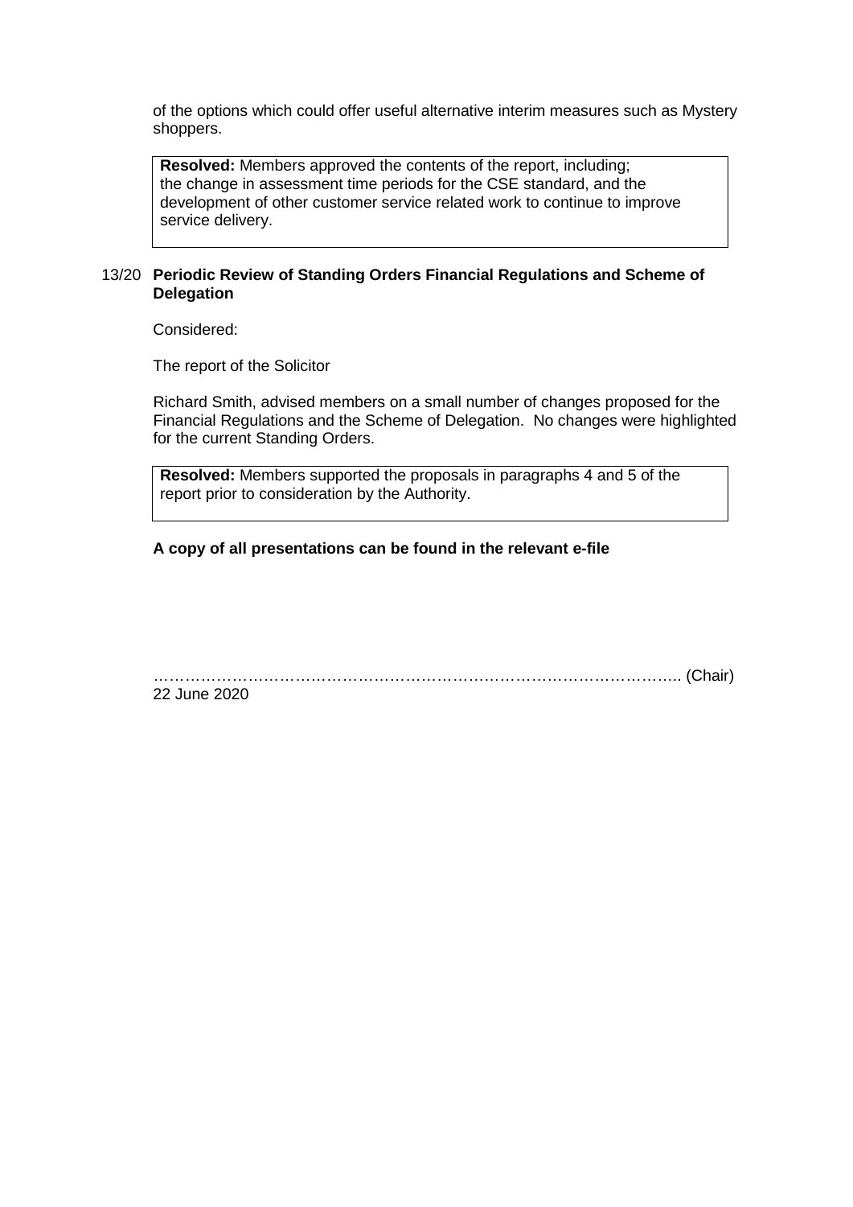of the options which could offer useful alternative interim measures such as Mystery shoppers.

> **Resolved:** Members approved the contents of the report, including; the change in assessment time periods for the CSE standard, and the development of other customer service related work to continue to improve service delivery.

13/20 **Periodic Review of Standing Orders Financial Regulations and Scheme of Delegation**

Considered:

The report of the Solicitor

Richard Smith, advised members on a small number of changes proposed for the Financial Regulations and the Scheme of Delegation. No changes were highlighted for the current Standing Orders.

> **Resolved:** Members supported the proposals in paragraphs 4 and 5 of the report prior to consideration by the Authority.

**A copy of all presentations can be found in the relevant e-file**

………………………………………………………………………………………….. (Chair)
22 June 2020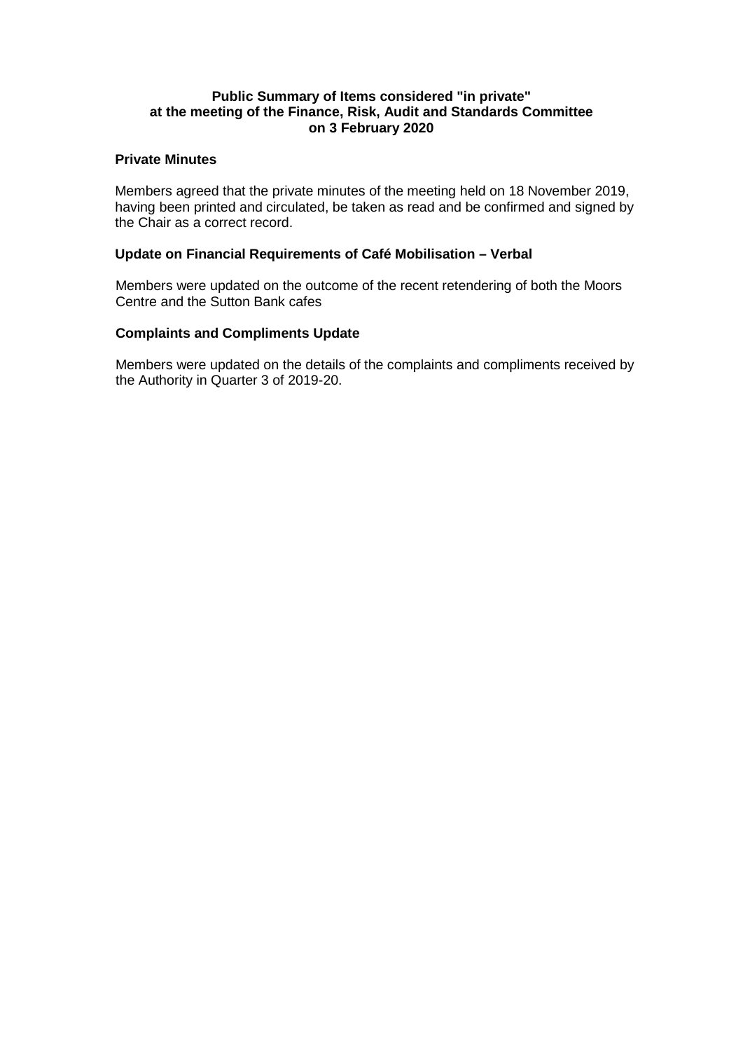**Public Summary of Items considered "in private" at the meeting of the Finance, Risk, Audit and Standards Committee on 3 February 2020**

## Private Minutes

Members agreed that the private minutes of the meeting held on 18 November 2019, having been printed and circulated, be taken as read and be confirmed and signed by the Chair as a correct record.

## Update on Financial Requirements of Café Mobilisation – Verbal

Members were updated on the outcome of the recent retendering of both the Moors Centre and the Sutton Bank cafes

## Complaints and Compliments Update

Members were updated on the details of the complaints and compliments received by the Authority in Quarter 3 of 2019-20.